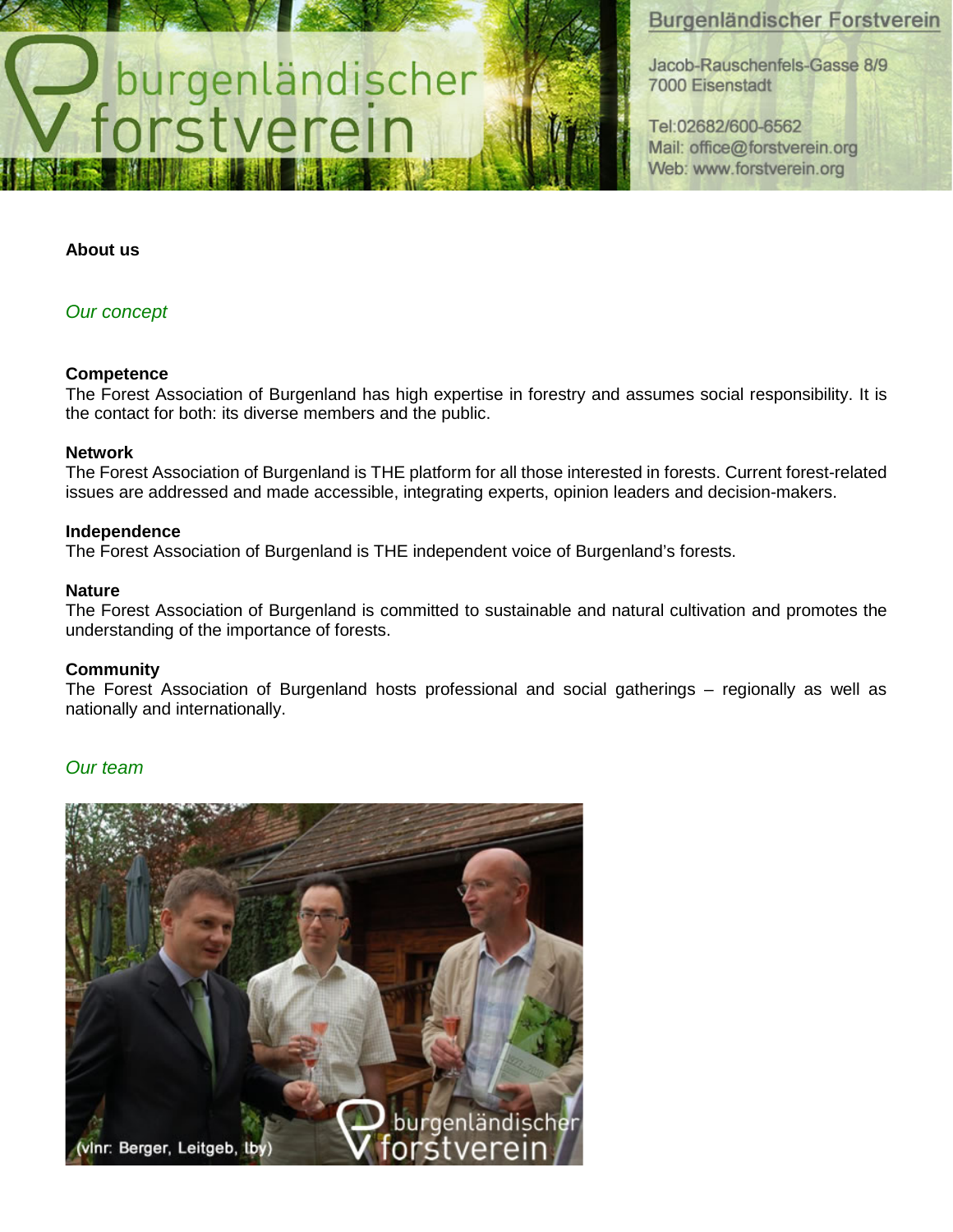Burgenländischer Forstverein

Jacob-Rauschenfels-Gasse 8/9
7000 Eisenstadt

Tel:02682/600-6562
Mail: office@forstverein.org
Web: www.forstverein.org

**About us**

## *Our concept*

**Competence**
The Forest Association of Burgenland has high expertise in forestry and assumes social responsibility. It is the contact for both: its diverse members and the public.

**Network**
The Forest Association of Burgenland is THE platform for all those interested in forests. Current forest-related issues are addressed and made accessible, integrating experts, opinion leaders and decision-makers.

**Independence**
The Forest Association of Burgenland is THE independent voice of Burgenland's forests.

**Nature**
The Forest Association of Burgenland is committed to sustainable and natural cultivation and promotes the understanding of the importance of forests.

**Community**
The Forest Association of Burgenland hosts professional and social gatherings – regionally as well as nationally and internationally.

## *Our team*

(vlnr: Berger, Leitgeb, Iby)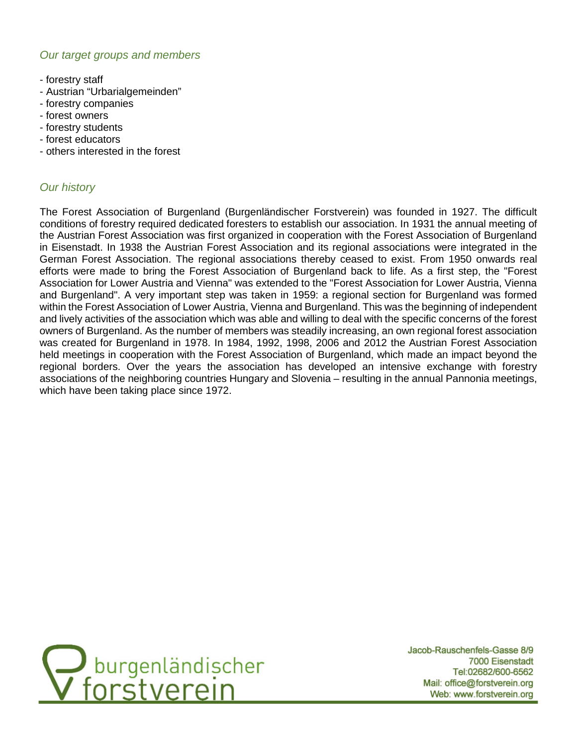## *Our target groups and members*

- forestry staff
- Austrian “Urbarialgemeinden”
- forestry companies
- forest owners
- forestry students
- forest educators
- others interested in the forest

## *Our history*

The Forest Association of Burgenland (Burgenländischer Forstverein) was founded in 1927. The difficult conditions of forestry required dedicated foresters to establish our association. In 1931 the annual meeting of the Austrian Forest Association was first organized in cooperation with the Forest Association of Burgenland in Eisenstadt. In 1938 the Austrian Forest Association and its regional associations were integrated in the German Forest Association. The regional associations thereby ceased to exist. From 1950 onwards real efforts were made to bring the Forest Association of Burgenland back to life. As a first step, the "Forest Association for Lower Austria and Vienna" was extended to the "Forest Association for Lower Austria, Vienna and Burgenland". A very important step was taken in 1959: a regional section for Burgenland was formed within the Forest Association of Lower Austria, Vienna and Burgenland. This was the beginning of independent and lively activities of the association which was able and willing to deal with the specific concerns of the forest owners of Burgenland. As the number of members was steadily increasing, an own regional forest association was created for Burgenland in 1978. In 1984, 1992, 1998, 2006 and 2012 the Austrian Forest Association held meetings in cooperation with the Forest Association of Burgenland, which made an impact beyond the regional borders. Over the years the association has developed an intensive exchange with forestry associations of the neighboring countries Hungary and Slovenia – resulting in the annual Pannonia meetings, which have been taking place since 1972.

burgenländischer forstverein

Jacob-Rauschenfels-Gasse 8/9
7000 Eisenstadt
Tel:02682/600-6562
Mail: office@forstverein.org
Web: www.forstverein.org